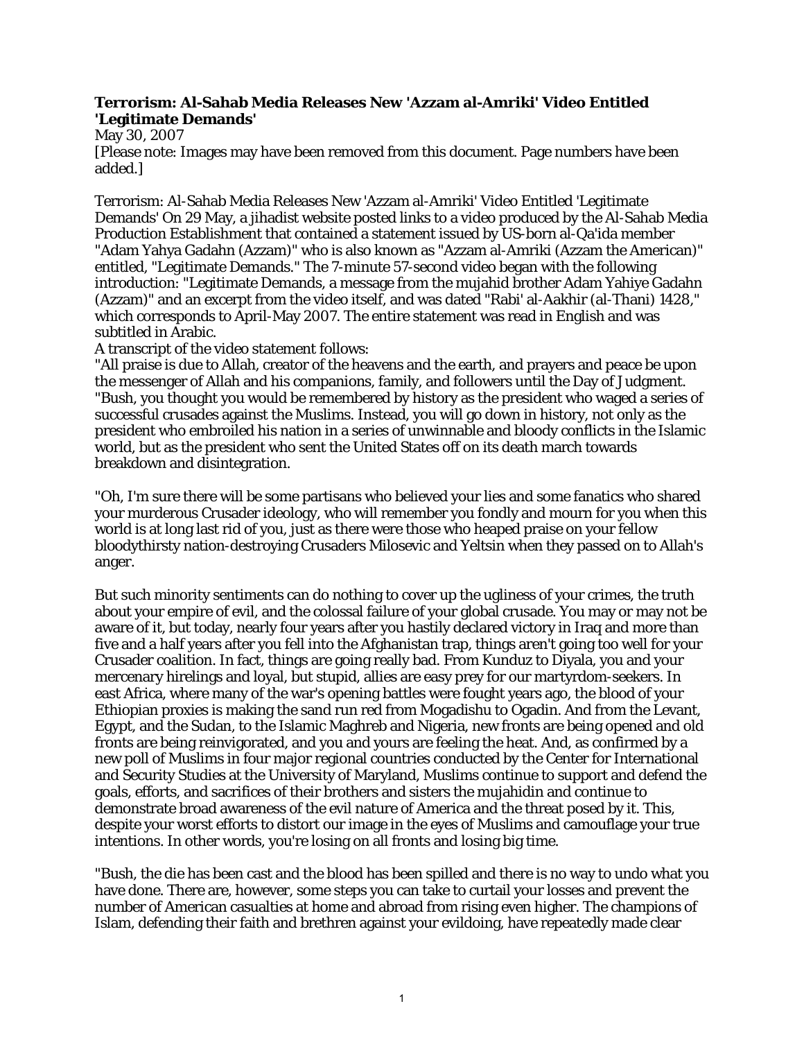**Terrorism: Al-Sahab Media Releases New 'Azzam al-Amriki' Video Entitled 'Legitimate Demands'**

May 30, 2007

[Please note: Images may have been removed from this document. Page numbers have been added.]

Terrorism: Al-Sahab Media Releases New 'Azzam al-Amriki' Video Entitled 'Legitimate Demands' On 29 May, a jihadist website posted links to a video produced by the Al-Sahab Media Production Establishment that contained a statement issued by US-born al-Qa'ida member "Adam Yahya Gadahn (Azzam)" who is also known as "Azzam al-Amriki (Azzam the American)" entitled, "Legitimate Demands." The 7-minute 57-second video began with the following introduction: "Legitimate Demands, a message from the mujahid brother Adam Yahiye Gadahn (Azzam)" and an excerpt from the video itself, and was dated "Rabi' al-Aakhir (al-Thani) 1428," which corresponds to April-May 2007. The entire statement was read in English and was subtitled in Arabic.

A transcript of the video statement follows:

"All praise is due to Allah, creator of the heavens and the earth, and prayers and peace be upon the messenger of Allah and his companions, family, and followers until the Day of Judgment.

"Bush, you thought you would be remembered by history as the president who waged a series of successful crusades against the Muslims. Instead, you will go down in history, not only as the president who embroiled his nation in a series of unwinnable and bloody conflicts in the Islamic world, but as the president who sent the United States off on its death march towards breakdown and disintegration.

"Oh, I'm sure there will be some partisans who believed your lies and some fanatics who shared your murderous Crusader ideology, who will remember you fondly and mourn for you when this world is at long last rid of you, just as there were those who heaped praise on your fellow bloodythirsty nation-destroying Crusaders Milosevic and Yeltsin when they passed on to Allah's anger.

But such minority sentiments can do nothing to cover up the ugliness of your crimes, the truth about your empire of evil, and the colossal failure of your global crusade. You may or may not be aware of it, but today, nearly four years after you hastily declared victory in Iraq and more than five and a half years after you fell into the Afghanistan trap, things aren't going too well for your Crusader coalition. In fact, things are going really bad. From Kunduz to Diyala, you and your mercenary hirelings and loyal, but stupid, allies are easy prey for our martyrdom-seekers. In east Africa, where many of the war's opening battles were fought years ago, the blood of your Ethiopian proxies is making the sand run red from Mogadishu to Ogadin. And from the Levant, Egypt, and the Sudan, to the Islamic Maghreb and Nigeria, new fronts are being opened and old fronts are being reinvigorated, and you and yours are feeling the heat. And, as confirmed by a new poll of Muslims in four major regional countries conducted by the Center for International and Security Studies at the University of Maryland, Muslims continue to support and defend the goals, efforts, and sacrifices of their brothers and sisters the mujahidin and continue to demonstrate broad awareness of the evil nature of America and the threat posed by it. This, despite your worst efforts to distort our image in the eyes of Muslims and camouflage your true intentions. In other words, you're losing on all fronts and losing big time.

"Bush, the die has been cast and the blood has been spilled and there is no way to undo what you have done. There are, however, some steps you can take to curtail your losses and prevent the number of American casualties at home and abroad from rising even higher. The champions of Islam, defending their faith and brethren against your evildoing, have repeatedly made clear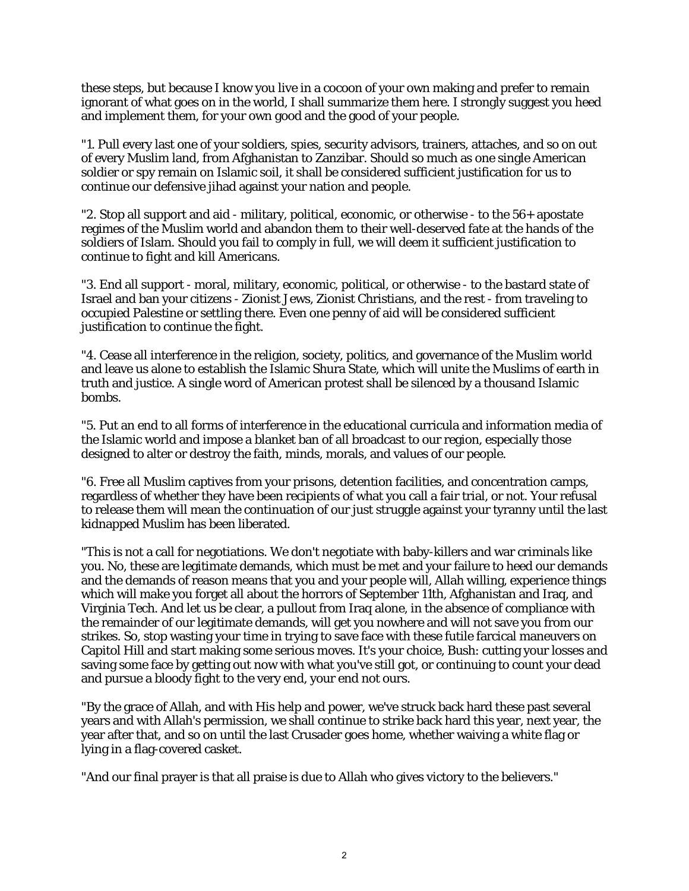these steps, but because I know you live in a cocoon of your own making and prefer to remain ignorant of what goes on in the world, I shall summarize them here. I strongly suggest you heed and implement them, for your own good and the good of your people.

"1. Pull every last one of your soldiers, spies, security advisors, trainers, attaches, and so on out of every Muslim land, from Afghanistan to Zanzibar. Should so much as one single American soldier or spy remain on Islamic soil, it shall be considered sufficient justification for us to continue our defensive jihad against your nation and people.

"2. Stop all support and aid - military, political, economic, or otherwise - to the 56+ apostate regimes of the Muslim world and abandon them to their well-deserved fate at the hands of the soldiers of Islam. Should you fail to comply in full, we will deem it sufficient justification to continue to fight and kill Americans.

"3. End all support - moral, military, economic, political, or otherwise - to the bastard state of Israel and ban your citizens - Zionist Jews, Zionist Christians, and the rest - from traveling to occupied Palestine or settling there. Even one penny of aid will be considered sufficient justification to continue the fight.

"4. Cease all interference in the religion, society, politics, and governance of the Muslim world and leave us alone to establish the Islamic Shura State, which will unite the Muslims of earth in truth and justice. A single word of American protest shall be silenced by a thousand Islamic bombs.

"5. Put an end to all forms of interference in the educational curricula and information media of the Islamic world and impose a blanket ban of all broadcast to our region, especially those designed to alter or destroy the faith, minds, morals, and values of our people.

"6. Free all Muslim captives from your prisons, detention facilities, and concentration camps, regardless of whether they have been recipients of what you call a fair trial, or not. Your refusal to release them will mean the continuation of our just struggle against your tyranny until the last kidnapped Muslim has been liberated.

"This is not a call for negotiations. We don't negotiate with baby-killers and war criminals like you. No, these are legitimate demands, which must be met and your failure to heed our demands and the demands of reason means that you and your people will, Allah willing, experience things which will make you forget all about the horrors of September 11th, Afghanistan and Iraq, and Virginia Tech. And let us be clear, a pullout from Iraq alone, in the absence of compliance with the remainder of our legitimate demands, will get you nowhere and will not save you from our strikes. So, stop wasting your time in trying to save face with these futile farcical maneuvers on Capitol Hill and start making some serious moves. It's your choice, Bush: cutting your losses and saving some face by getting out now with what you've still got, or continuing to count your dead and pursue a bloody fight to the very end, your end not ours.

"By the grace of Allah, and with His help and power, we've struck back hard these past several years and with Allah's permission, we shall continue to strike back hard this year, next year, the year after that, and so on until the last Crusader goes home, whether waiving a white flag or lying in a flag-covered casket.

"And our final prayer is that all praise is due to Allah who gives victory to the believers."